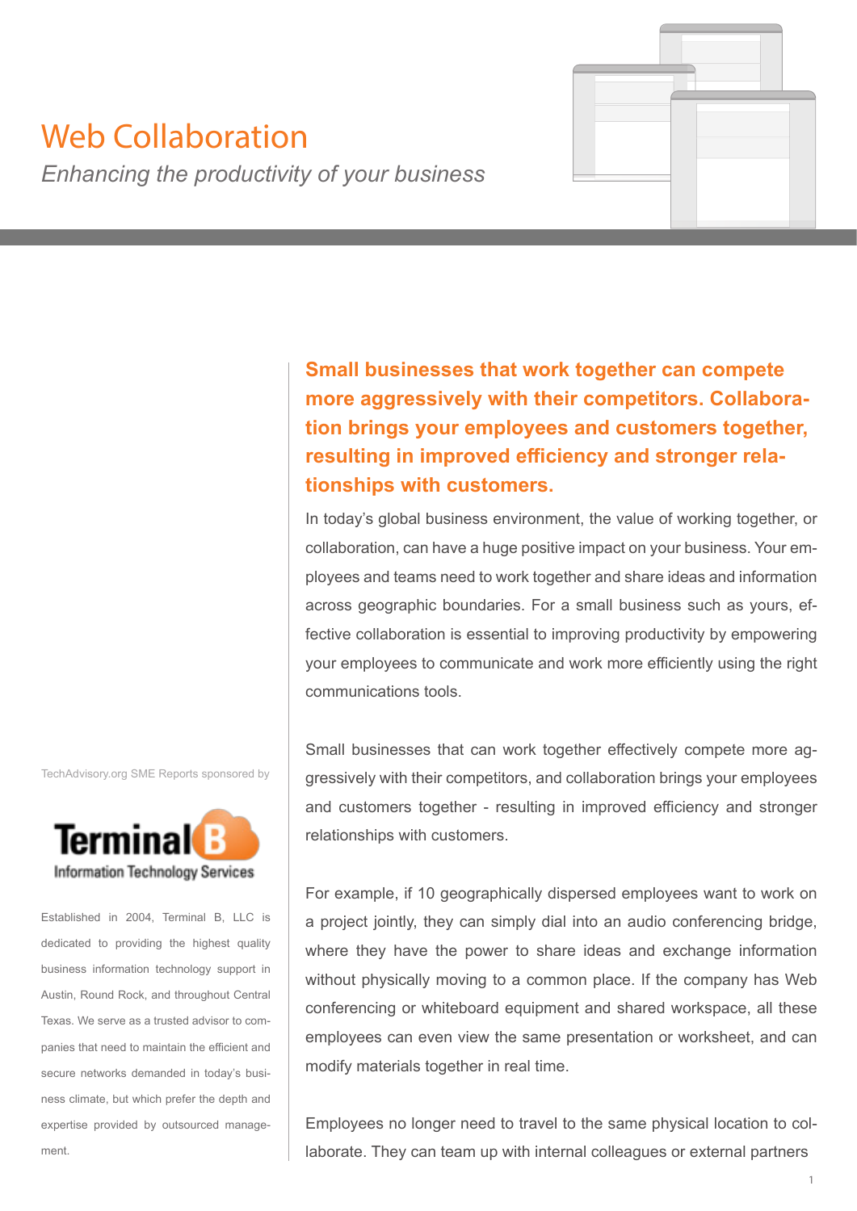# Web Collaboration

*Enhancing the productivity of your business*

**Small businesses that work together can compete more aggressively with their competitors. Collaboration brings your employees and customers together, resulting in improved efficiency and stronger relationships with customers.**

In today's global business environment, the value of working together, or collaboration, can have a huge positive impact on your business. Your employees and teams need to work together and share ideas and information across geographic boundaries. For a small business such as yours, effective collaboration is essential to improving productivity by empowering your employees to communicate and work more efficiently using the right communications tools.

Small businesses that can work together effectively compete more aggressively with their competitors, and collaboration brings your employees and customers together - resulting in improved efficiency and stronger relationships with customers.

For example, if 10 geographically dispersed employees want to work on a project jointly, they can simply dial into an audio conferencing bridge, where they have the power to share ideas and exchange information without physically moving to a common place. If the company has Web conferencing or whiteboard equipment and shared workspace, all these employees can even view the same presentation or worksheet, and can modify materials together in real time.

Employees no longer need to travel to the same physical location to collaborate. They can team up with internal colleagues or external partners

TechAdvisory.org SME Reports sponsored by

Terminal B
Information Technology Services

Established in 2004, Terminal B, LLC is dedicated to providing the highest quality business information technology support in Austin, Round Rock, and throughout Central Texas. We serve as a trusted advisor to companies that need to maintain the efficient and secure networks demanded in today's business climate, but which prefer the depth and expertise provided by outsourced management.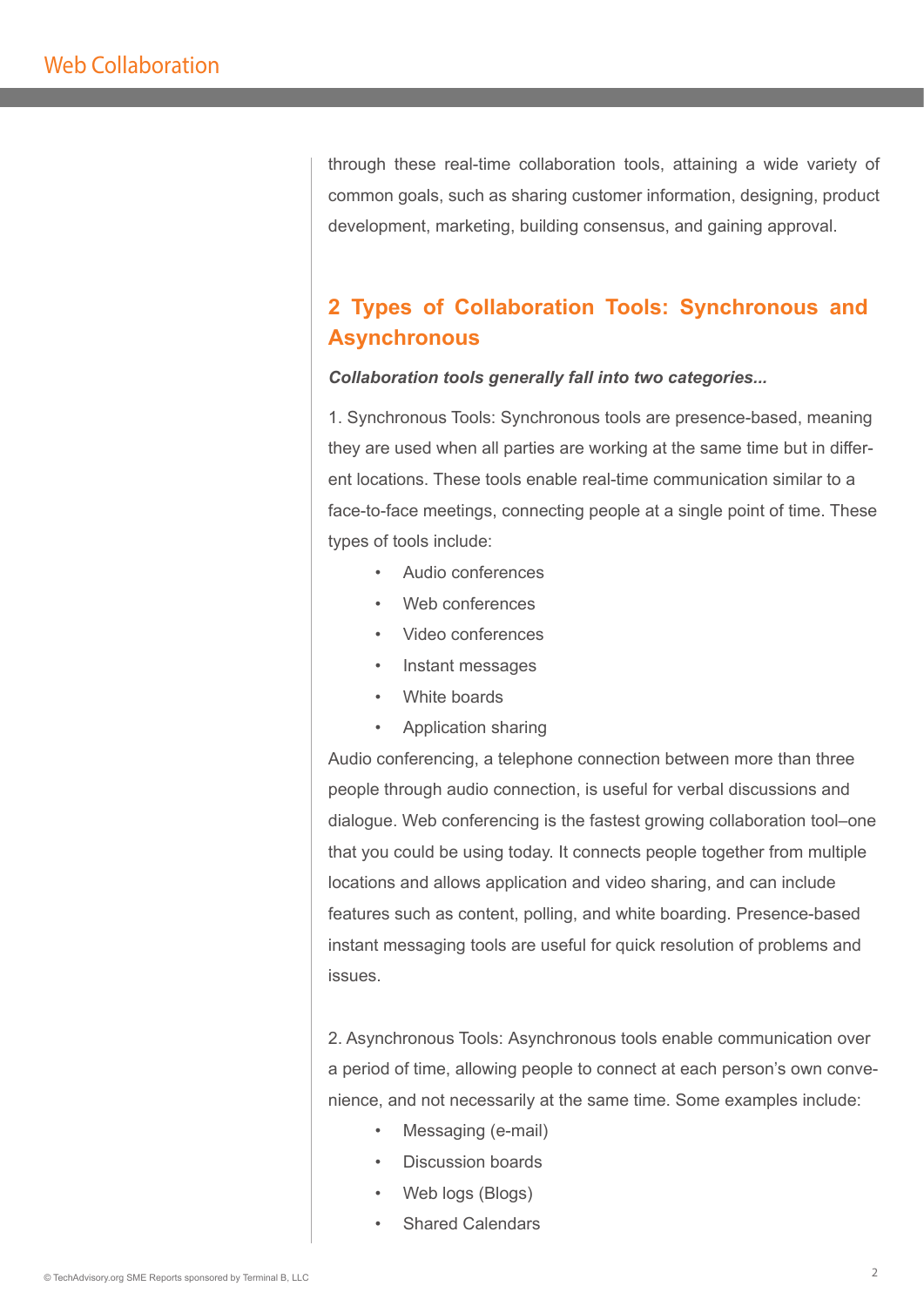through these real-time collaboration tools, attaining a wide variety of common goals, such as sharing customer information, designing, product development, marketing, building consensus, and gaining approval.

## 2 Types of Collaboration Tools: Synchronous and Asynchronous

***Collaboration tools generally fall into two categories...***

1. Synchronous Tools: Synchronous tools are presence-based, meaning they are used when all parties are working at the same time but in different locations. These tools enable real-time communication similar to a face-to-face meetings, connecting people at a single point of time. These types of tools include:

- Audio conferences
- Web conferences
- Video conferences
- Instant messages
- White boards
- Application sharing

Audio conferencing, a telephone connection between more than three people through audio connection, is useful for verbal discussions and dialogue. Web conferencing is the fastest growing collaboration tool–one that you could be using today. It connects people together from multiple locations and allows application and video sharing, and can include features such as content, polling, and white boarding. Presence-based instant messaging tools are useful for quick resolution of problems and issues.

2. Asynchronous Tools: Asynchronous tools enable communication over a period of time, allowing people to connect at each person's own convenience, and not necessarily at the same time. Some examples include:

- Messaging (e-mail)
- Discussion boards
- Web logs (Blogs)
- Shared Calendars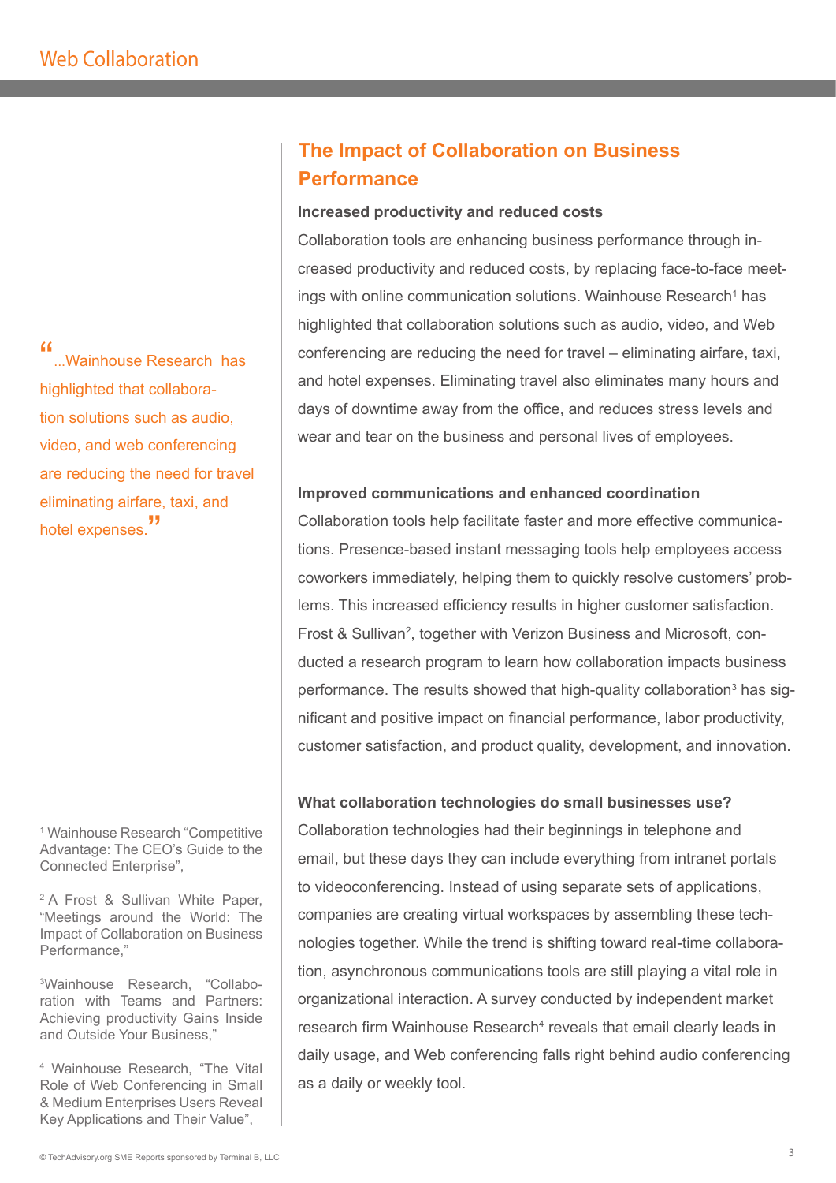## The Impact of Collaboration on Business Performance

> "...Wainhouse Research has highlighted that collaboration solutions such as audio, video, and web conferencing are reducing the need for travel eliminating airfare, taxi, and hotel expenses."

### Increased productivity and reduced costs

Collaboration tools are enhancing business performance through increased productivity and reduced costs, by replacing face-to-face meetings with online communication solutions. Wainhouse Research[1] has highlighted that collaboration solutions such as audio, video, and Web conferencing are reducing the need for travel – eliminating airfare, taxi, and hotel expenses. Eliminating travel also eliminates many hours and days of downtime away from the office, and reduces stress levels and wear and tear on the business and personal lives of employees.

### Improved communications and enhanced coordination

Collaboration tools help facilitate faster and more effective communications. Presence-based instant messaging tools help employees access coworkers immediately, helping them to quickly resolve customers' problems. This increased efficiency results in higher customer satisfaction. Frost & Sullivan[2], together with Verizon Business and Microsoft, conducted a research program to learn how collaboration impacts business performance. The results showed that high-quality collaboration[3] has significant and positive impact on financial performance, labor productivity, customer satisfaction, and product quality, development, and innovation.

### What collaboration technologies do small businesses use?

Collaboration technologies had their beginnings in telephone and email, but these days they can include everything from intranet portals to videoconferencing. Instead of using separate sets of applications, companies are creating virtual workspaces by assembling these technologies together. While the trend is shifting toward real-time collaboration, asynchronous communications tools are still playing a vital role in organizational interaction. A survey conducted by independent market research firm Wainhouse Research[4] reveals that email clearly leads in daily usage, and Web conferencing falls right behind audio conferencing as a daily or weekly tool.

---

[1] Wainhouse Research "Competitive Advantage: The CEO's Guide to the Connected Enterprise",

[2] A Frost & Sullivan White Paper, "Meetings around the World: The Impact of Collaboration on Business Performance,"

[3] Wainhouse Research, "Collaboration with Teams and Partners: Achieving productivity Gains Inside and Outside Your Business,"

[4] Wainhouse Research, "The Vital Role of Web Conferencing in Small & Medium Enterprises Users Reveal Key Applications and Their Value",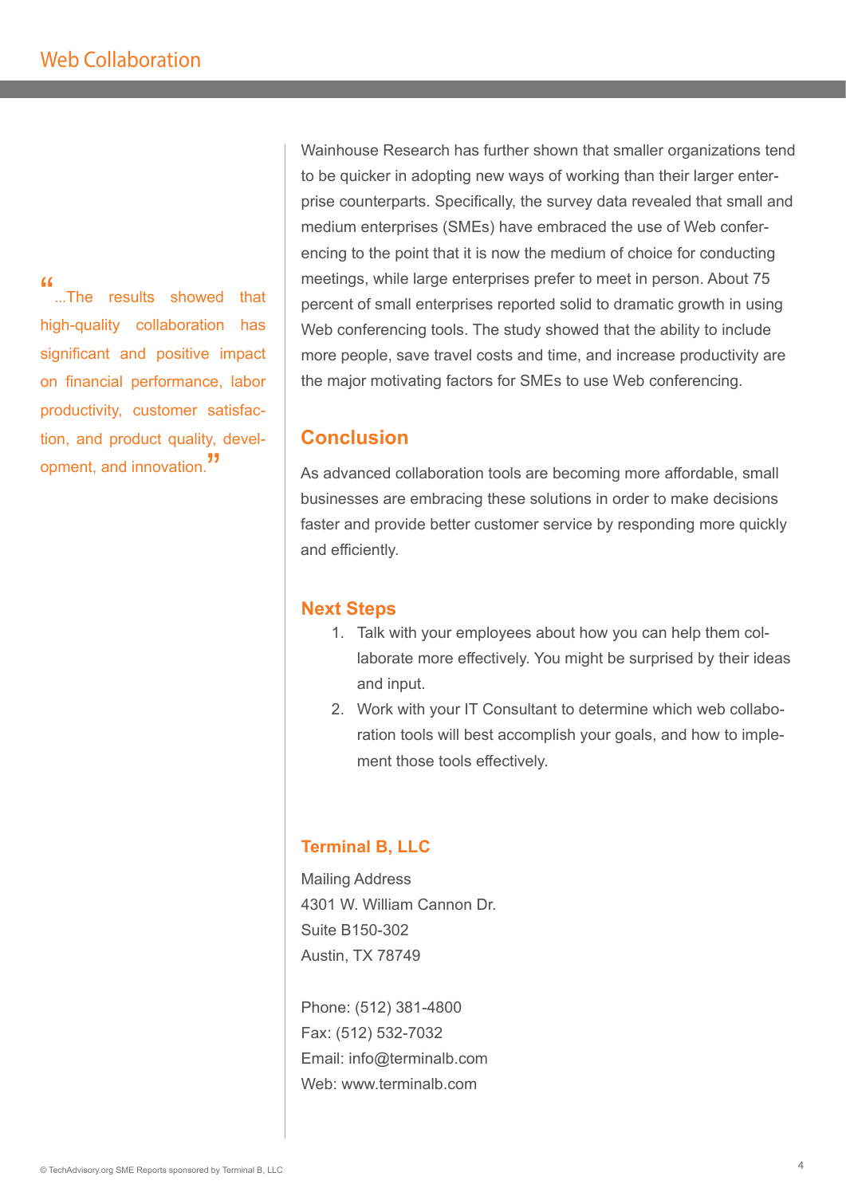> "...The results showed that high-quality collaboration has significant and positive impact on financial performance, labor productivity, customer satisfaction, and product quality, development, and innovation."

Wainhouse Research has further shown that smaller organizations tend to be quicker in adopting new ways of working than their larger enterprise counterparts. Specifically, the survey data revealed that small and medium enterprises (SMEs) have embraced the use of Web conferencing to the point that it is now the medium of choice for conducting meetings, while large enterprises prefer to meet in person. About 75 percent of small enterprises reported solid to dramatic growth in using Web conferencing tools. The study showed that the ability to include more people, save travel costs and time, and increase productivity are the major motivating factors for SMEs to use Web conferencing.

## Conclusion

As advanced collaboration tools are becoming more affordable, small businesses are embracing these solutions in order to make decisions faster and provide better customer service by responding more quickly and efficiently.

## Next Steps

1. Talk with your employees about how you can help them collaborate more effectively. You might be surprised by their ideas and input.
2. Work with your IT Consultant to determine which web collaboration tools will best accomplish your goals, and how to implement those tools effectively.

## Terminal B, LLC

Mailing Address
4301 W. William Cannon Dr.
Suite B150-302
Austin, TX 78749

Phone: (512) 381-4800
Fax: (512) 532-7032
Email: info@terminalb.com
Web: www.terminalb.com